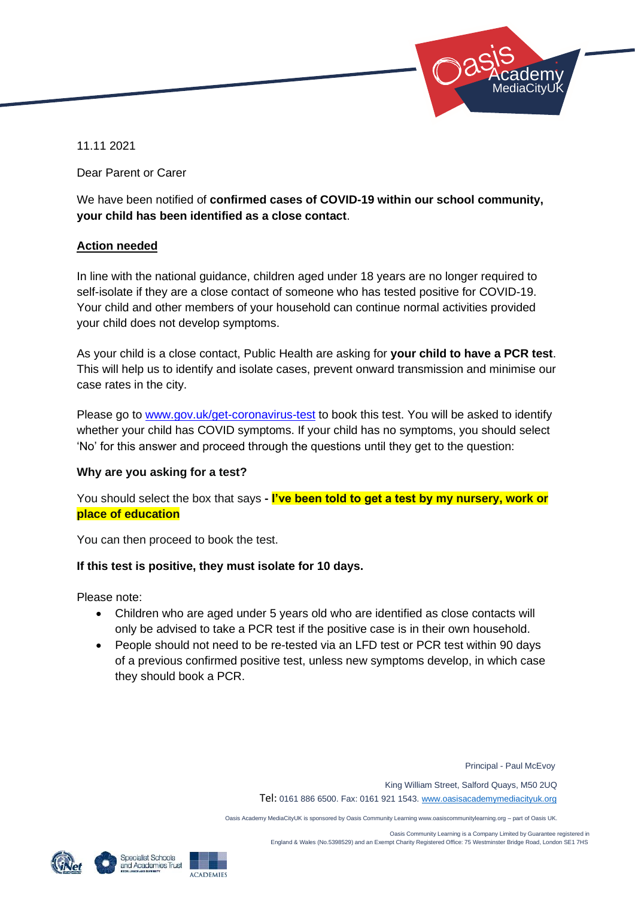11.11 2021

Dear Parent or Carer

We have been notified of **confirmed cases of COVID-19 within our school community, your child has been identified as a close contact**.

**Action needed**

In line with the national guidance, children aged under 18 years are no longer required to self-isolate if they are a close contact of someone who has tested positive for COVID-19. Your child and other members of your household can continue normal activities provided your child does not develop symptoms.

As your child is a close contact, Public Health are asking for **your child to have a PCR test**. This will help us to identify and isolate cases, prevent onward transmission and minimise our case rates in the city.

Please go to [www.gov.uk/get-coronavirus-test](www.gov.uk/get-coronavirus-test) to book this test. You will be asked to identify whether your child has COVID symptoms. If your child has no symptoms, you should select 'No' for this answer and proceed through the questions until they get to the question:

**Why are you asking for a test?**

You should select the box that says **- I've been told to get a test by my nursery, work or place of education**

You can then proceed to book the test.

**If this test is positive, they must isolate for 10 days.**

Please note:

- Children who are aged under 5 years old who are identified as close contacts will only be advised to take a PCR test if the positive case is in their own household.
- People should not need to be re-tested via an LFD test or PCR test within 90 days of a previous confirmed positive test, unless new symptoms develop, in which case they should book a PCR.

Principal - Paul McEvoy

King William Street, Salford Quays, M50 2UQ

Tel: 0161 886 6500. Fax: 0161 921 1543. [www.oasisacademymediacityuk.org](www.oasisacademymediacityuk.org)

Oasis Academy MediaCityUK is sponsored by Oasis Community Learning www.oasiscommunitylearning.org – part of Oasis UK.

Oasis Community Learning is a Company Limited by Guarantee registered in England & Wales (No.5398529) and an Exempt Charity Registered Office: 75 Westminster Bridge Road, London SE1 7HS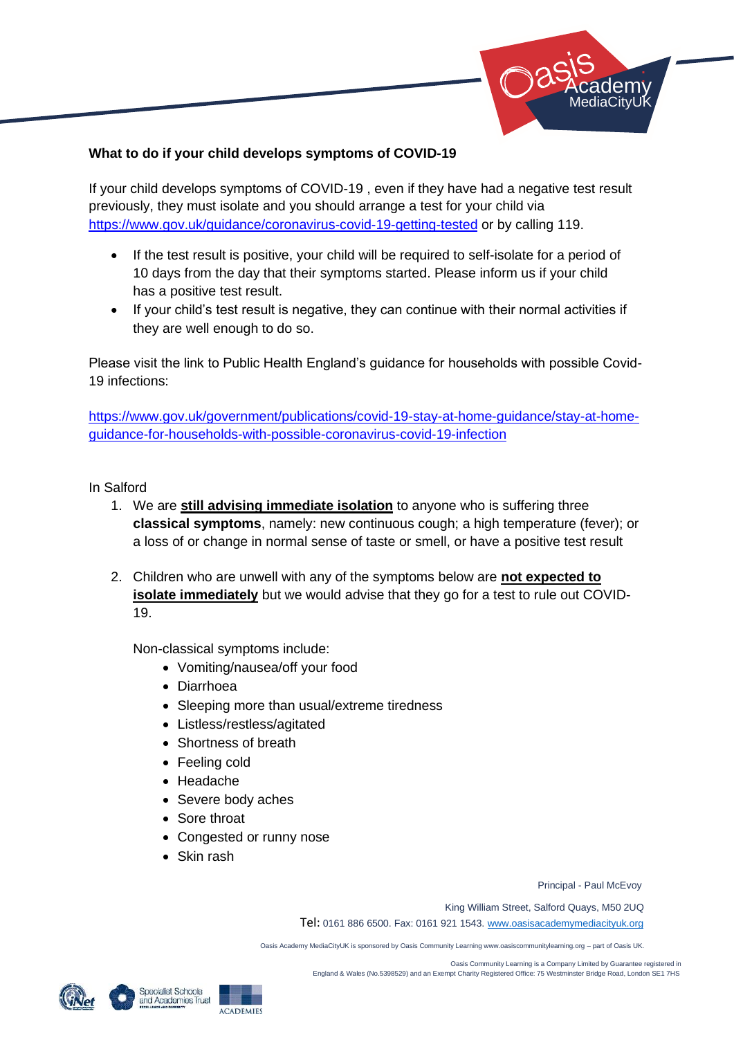**What to do if your child develops symptoms of COVID-19**

If your child develops symptoms of COVID-19 , even if they have had a negative test result previously, they must isolate and you should arrange a test for your child via https://www.gov.uk/guidance/coronavirus-covid-19-getting-tested or by calling 119.

- If the test result is positive, your child will be required to self-isolate for a period of 10 days from the day that their symptoms started. Please inform us if your child has a positive test result.
- If your child's test result is negative, they can continue with their normal activities if they are well enough to do so.

Please visit the link to Public Health England's guidance for households with possible Covid-19 infections:

https://www.gov.uk/government/publications/covid-19-stay-at-home-guidance/stay-at-home-guidance-for-households-with-possible-coronavirus-covid-19-infection

In Salford

1. We are **still advising immediate isolation** to anyone who is suffering three **classical symptoms**, namely: new continuous cough; a high temperature (fever); or a loss of or change in normal sense of taste or smell, or have a positive test result

2. Children who are unwell with any of the symptoms below are **not expected to isolate immediately** but we would advise that they go for a test to rule out COVID-19.

   Non-classical symptoms include:
   - Vomiting/nausea/off your food
   - Diarrhoea
   - Sleeping more than usual/extreme tiredness
   - Listless/restless/agitated
   - Shortness of breath
   - Feeling cold
   - Headache
   - Severe body aches
   - Sore throat
   - Congested or runny nose
   - Skin rash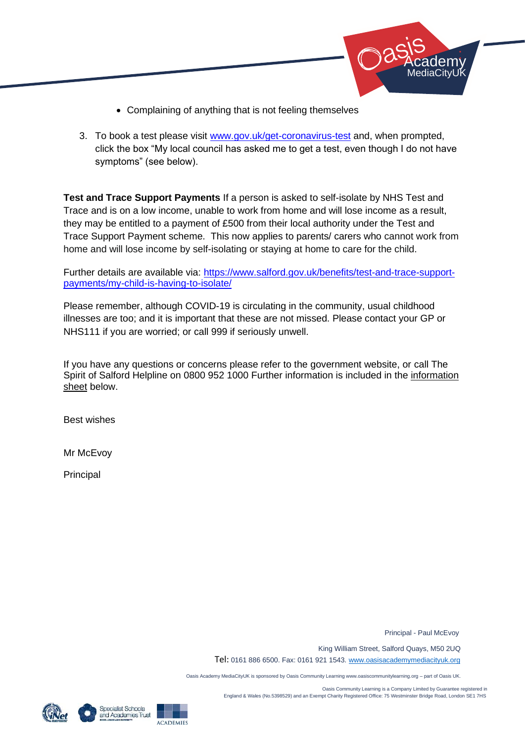- Complaining of anything that is not feeling themselves

3. To book a test please visit [www.gov.uk/get-coronavirus-test](www.gov.uk/get-coronavirus-test) and, when prompted, click the box "My local council has asked me to get a test, even though I do not have symptoms" (see below).

**Test and Trace Support Payments** If a person is asked to self-isolate by NHS Test and Trace and is on a low income, unable to work from home and will lose income as a result, they may be entitled to a payment of £500 from their local authority under the Test and Trace Support Payment scheme. This now applies to parents/ carers who cannot work from home and will lose income by self-isolating or staying at home to care for the child.

Further details are available via: [https://www.salford.gov.uk/benefits/test-and-trace-support-payments/my-child-is-having-to-isolate/](https://www.salford.gov.uk/benefits/test-and-trace-support-payments/my-child-is-having-to-isolate/)

Please remember, although COVID-19 is circulating in the community, usual childhood illnesses are too; and it is important that these are not missed. Please contact your GP or NHS111 if you are worried; or call 999 if seriously unwell.

If you have any questions or concerns please refer to the government website, or call The Spirit of Salford Helpline on 0800 952 1000 Further information is included in the information sheet below.

Best wishes

Mr McEvoy

Principal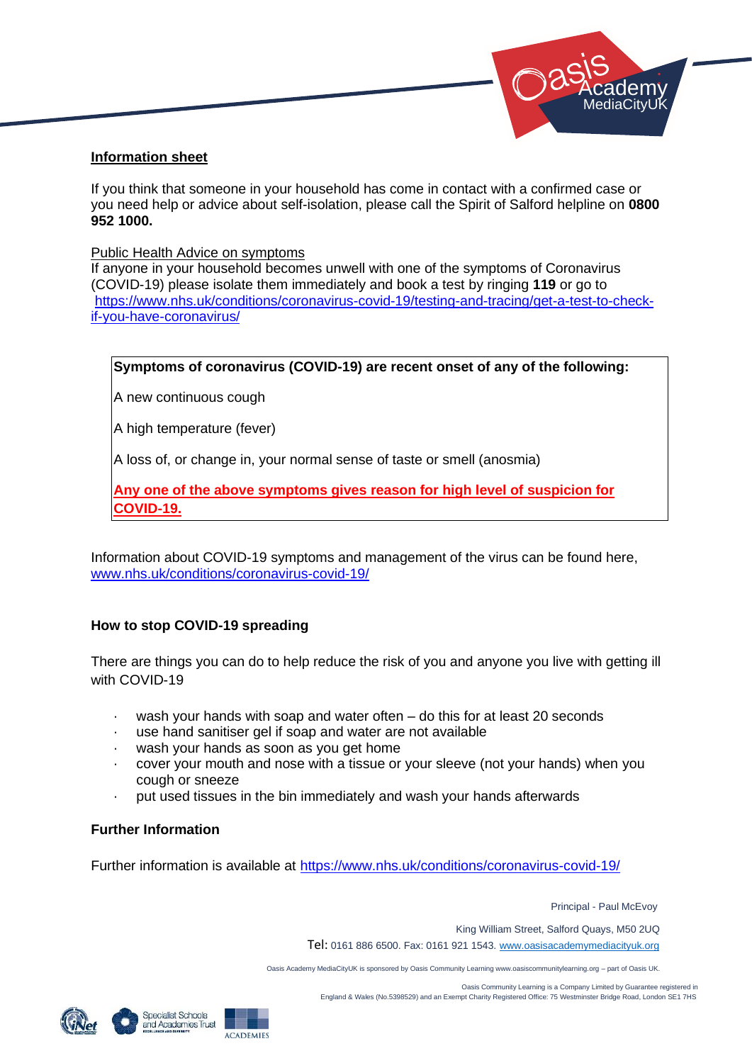**Information sheet**

If you think that someone in your household has come in contact with a confirmed case or you need help or advice about self-isolation, please call the Spirit of Salford helpline on **0800 952 1000.**

Public Health Advice on symptoms

If anyone in your household becomes unwell with one of the symptoms of Coronavirus (COVID-19) please isolate them immediately and book a test by ringing **119** or go to https://www.nhs.uk/conditions/coronavirus-covid-19/testing-and-tracing/get-a-test-to-check-if-you-have-coronavirus/

| **Symptoms of coronavirus (COVID-19) are recent onset of any of the following:** |
| --- |
| A new continuous cough |
| A high temperature (fever) |
| A loss of, or change in, your normal sense of taste or smell (anosmia) |
| **Any one of the above symptoms gives reason for high level of suspicion for COVID-19.** |

Information about COVID-19 symptoms and management of the virus can be found here, www.nhs.uk/conditions/coronavirus-covid-19/

**How to stop COVID-19 spreading**

There are things you can do to help reduce the risk of you and anyone you live with getting ill with COVID-19

- wash your hands with soap and water often – do this for at least 20 seconds
- use hand sanitiser gel if soap and water are not available
- wash your hands as soon as you get home
- cover your mouth and nose with a tissue or your sleeve (not your hands) when you cough or sneeze
- put used tissues in the bin immediately and wash your hands afterwards

**Further Information**

Further information is available at https://www.nhs.uk/conditions/coronavirus-covid-19/

Principal - Paul McEvoy

King William Street, Salford Quays, M50 2UQ

Tel: 0161 886 6500. Fax: 0161 921 1543. www.oasisacademymediacityuk.org

Oasis Academy MediaCityUK is sponsored by Oasis Community Learning www.oasiscommunitylearning.org – part of Oasis UK.

Oasis Community Learning is a Company Limited by Guarantee registered in England & Wales (No.5398529) and an Exempt Charity Registered Office: 75 Westminster Bridge Road, London SE1 7HS